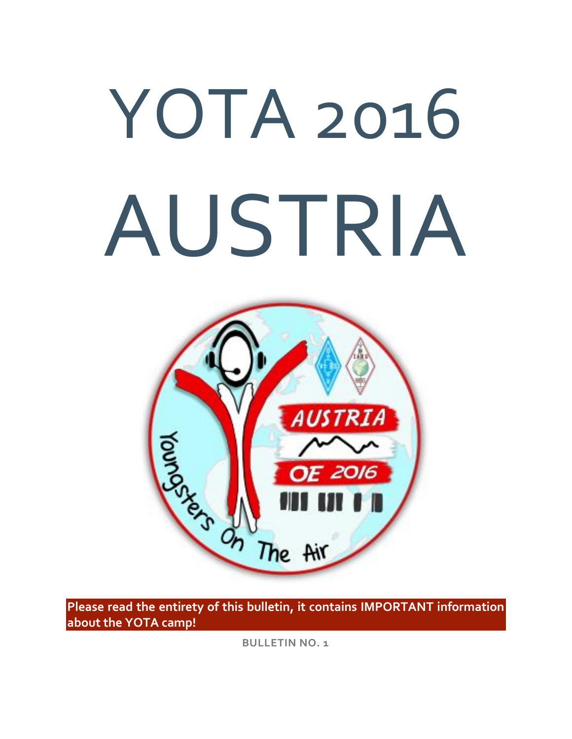# YOTA 2016

# AUSTRIA

**Please read the entirety of this bulletin, it contains IMPORTANT information about the YOTA camp!**

**BULLETIN NO. 1**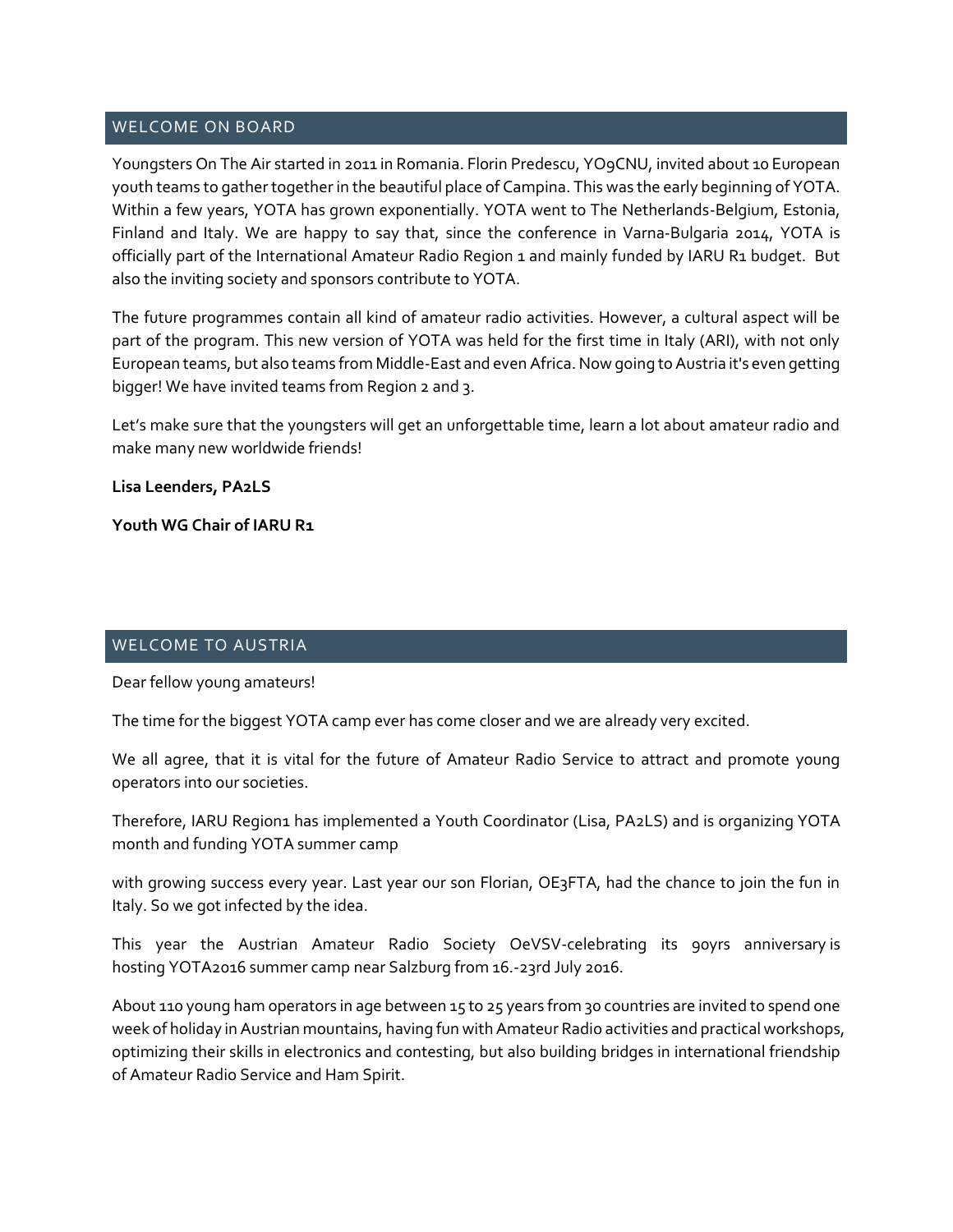## WELCOME ON BOARD

Youngsters On The Air started in 2011 in Romania. Florin Predescu, YO9CNU, invited about 10 European youth teams to gather together in the beautiful place of Campina. This was the early beginning of YOTA. Within a few years, YOTA has grown exponentially. YOTA went to The Netherlands-Belgium, Estonia, Finland and Italy. We are happy to say that, since the conference in Varna-Bulgaria 2014, YOTA is officially part of the International Amateur Radio Region 1 and mainly funded by IARU R1 budget. But also the inviting society and sponsors contribute to YOTA.

The future programmes contain all kind of amateur radio activities. However, a cultural aspect will be part of the program. This new version of YOTA was held for the first time in Italy (ARI), with not only European teams, but also teams from Middle-East and even Africa. Now going to Austria it's even getting bigger! We have invited teams from Region 2 and 3.

Let's make sure that the youngsters will get an unforgettable time, learn a lot about amateur radio and make many new worldwide friends!

**Lisa Leenders, PA2LS**

**Youth WG Chair of IARU R1**

## WELCOME TO AUSTRIA

Dear fellow young amateurs!

The time for the biggest YOTA camp ever has come closer and we are already very excited.

We all agree, that it is vital for the future of Amateur Radio Service to attract and promote young operators into our societies.

Therefore, IARU Region1 has implemented a Youth Coordinator (Lisa, PA2LS) and is organizing YOTA month and funding YOTA summer camp

with growing success every year. Last year our son Florian, OE3FTA, had the chance to join the fun in Italy. So we got infected by the idea.

This year the Austrian Amateur Radio Society OeVSV-celebrating its 90yrs anniversary is hosting YOTA2016 summer camp near Salzburg from 16.-23rd July 2016.

About 110 young ham operators in age between 15 to 25 years from 30 countries are invited to spend one week of holiday in Austrian mountains, having fun with Amateur Radio activities and practical workshops, optimizing their skills in electronics and contesting, but also building bridges in international friendship of Amateur Radio Service and Ham Spirit.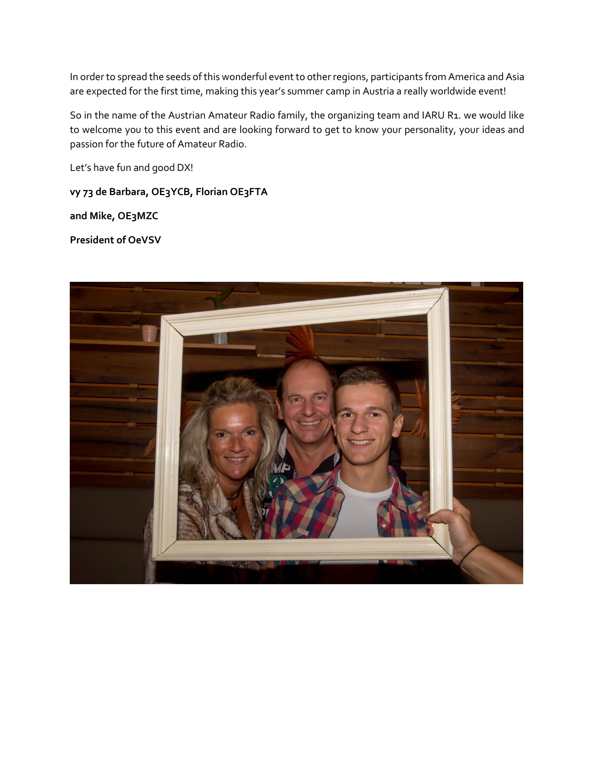In order to spread the seeds of this wonderful event to other regions, participants from America and Asia are expected for the first time, making this year's summer camp in Austria a really worldwide event!

So in the name of the Austrian Amateur Radio family, the organizing team and IARU R1. we would like to welcome you to this event and are looking forward to get to know your personality, your ideas and passion for the future of Amateur Radio.

Let's have fun and good DX!

**vy 73 de Barbara, OE3YCB, Florian OE3FTA**

**and Mike, OE3MZC**

**President of OeVSV**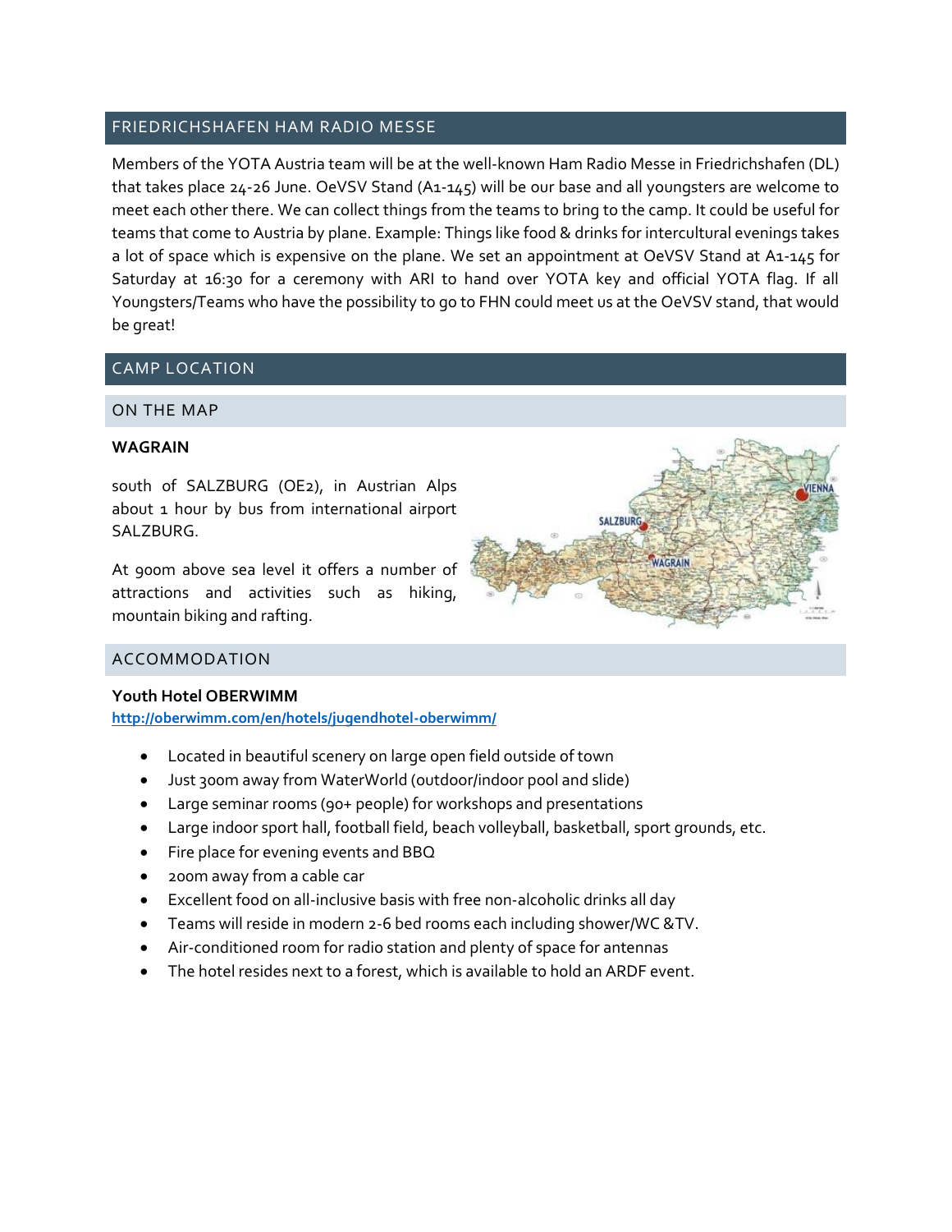## FRIEDRICHSHAFEN HAM RADIO MESSE

Members of the YOTA Austria team will be at the well-known Ham Radio Messe in Friedrichshafen (DL) that takes place 24-26 June. OeVSV Stand (A1-145) will be our base and all youngsters are welcome to meet each other there. We can collect things from the teams to bring to the camp. It could be useful for teams that come to Austria by plane. Example: Things like food & drinks for intercultural evenings takes a lot of space which is expensive on the plane. We set an appointment at OeVSV Stand at A1-145 for Saturday at 16:30 for a ceremony with ARI to hand over YOTA key and official YOTA flag. If all Youngsters/Teams who have the possibility to go to FHN could meet us at the OeVSV stand, that would be great!

## CAMP LOCATION

### ON THE MAP

**WAGRAIN**

south of SALZBURG (OE2), in Austrian Alps about 1 hour by bus from international airport SALZBURG.

At 900m above sea level it offers a number of attractions and activities such as hiking, mountain biking and rafting.

### ACCOMMODATION

**Youth Hotel OBERWIMM**
http://oberwimm.com/en/hotels/jugendhotel-oberwimm/

- Located in beautiful scenery on large open field outside of town
- Just 300m away from WaterWorld (outdoor/indoor pool and slide)
- Large seminar rooms (90+ people) for workshops and presentations
- Large indoor sport hall, football field, beach volleyball, basketball, sport grounds, etc.
- Fire place for evening events and BBQ
- 200m away from a cable car
- Excellent food on all-inclusive basis with free non-alcoholic drinks all day
- Teams will reside in modern 2-6 bed rooms each including shower/WC &TV.
- Air-conditioned room for radio station and plenty of space for antennas
- The hotel resides next to a forest, which is available to hold an ARDF event.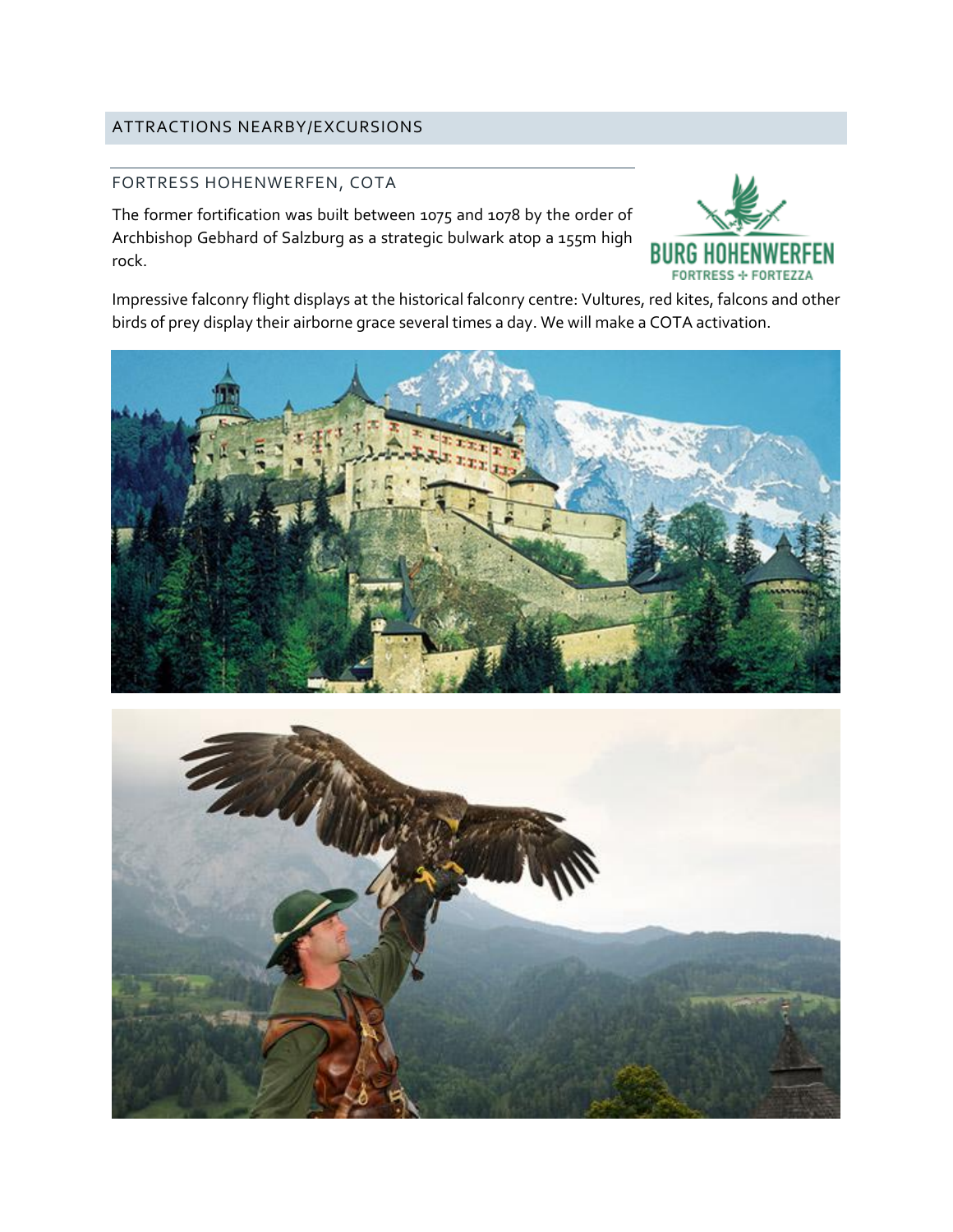## ATTRACTIONS NEARBY/EXCURSIONS

### FORTRESS HOHENWERFEN, COTA

The former fortification was built between 1075 and 1078 by the order of Archbishop Gebhard of Salzburg as a strategic bulwark atop a 155m high rock.

Impressive falconry flight displays at the historical falconry centre: Vultures, red kites, falcons and other birds of prey display their airborne grace several times a day. We will make a COTA activation.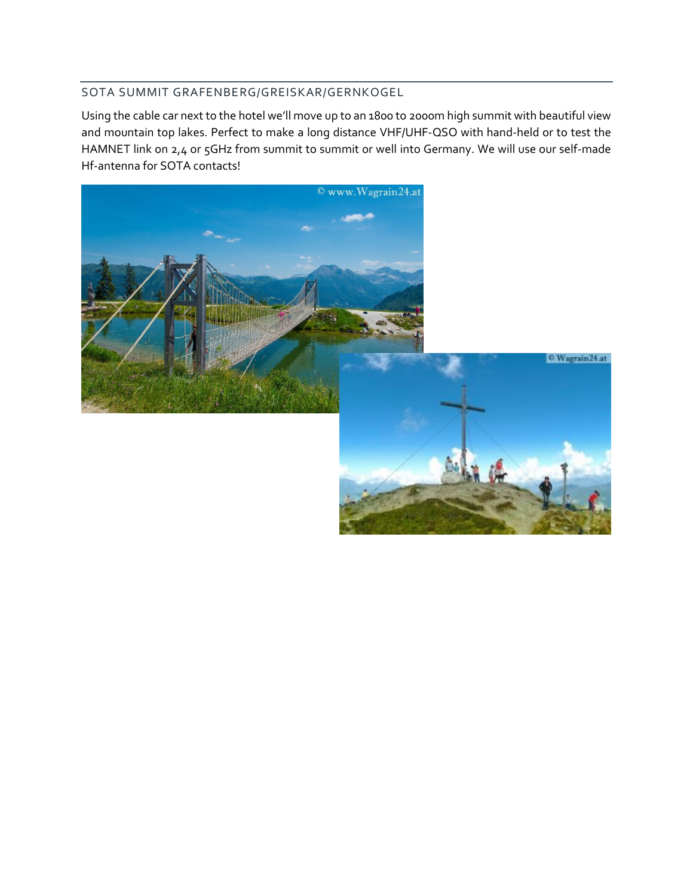## SOTA SUMMIT GRAFENBERG/GREISKAR/GERNKOGEL

Using the cable car next to the hotel we'll move up to an 1800 to 2000m high summit with beautiful view and mountain top lakes. Perfect to make a long distance VHF/UHF-QSO with hand-held or to test the HAMNET link on 2,4 or 5GHz from summit to summit or well into Germany. We will use our self-made Hf-antenna for SOTA contacts!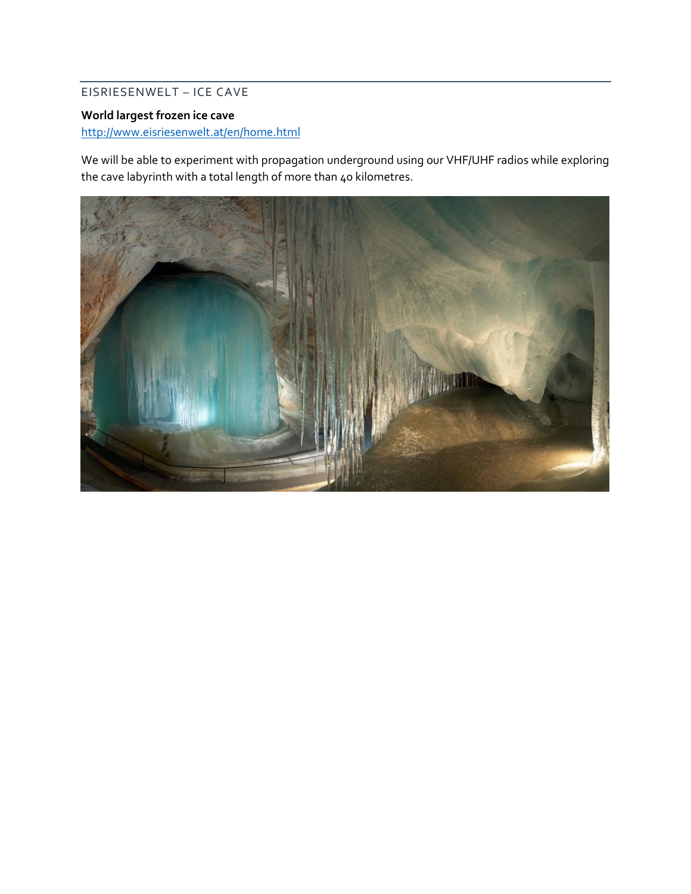## EISRIESENWELT – ICE CAVE

**World largest frozen ice cave**

http://www.eisriesenwelt.at/en/home.html

We will be able to experiment with propagation underground using our VHF/UHF radios while exploring the cave labyrinth with a total length of more than 40 kilometres.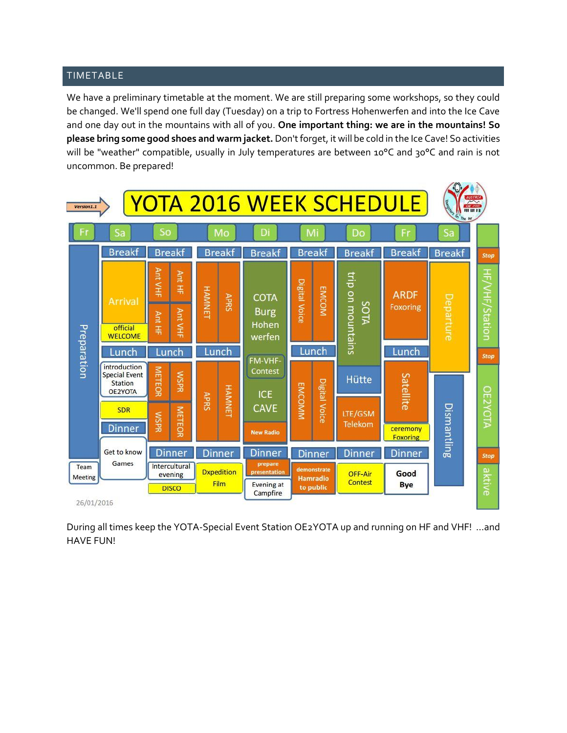## TIMETABLE

We have a preliminary timetable at the moment. We are still preparing some workshops, so they could be changed. We'll spend one full day (Tuesday) on a trip to Fortress Hohenwerfen and into the Ice Cave and one day out in the mountains with all of you. **One important thing: we are in the mountains! So please bring some good shoes and warm jacket.** Don't forget, it will be cold in the Ice Cave! So activities will be "weather" compatible, usually in July temperatures are between 10°C and 30°C and rain is not uncommon. Be prepared!

Version1.1

# YOTA 2016 WEEK SCHEDULE

| Fr | Sa | So | Mo | Di | Mi | Do | Fr | Sa | |
|---|---|---|---|---|---|---|---|---|---|
| Preparation | Breakf | Breakf | Breakf | Breakf | Breakf | Breakf | Breakf | Breakf | Stop |
| | Arrival | Ant VHF / Ant HF | HAMNET / APRS | COTA Burg Hohen werfen | Digital Voice / EMCOM | SOTA trip on mountains | ARDF Foxoring | Departure | HF/VHF/Station |
| | official WELCOME | Ant HF / Ant VHF | | | | | | | |
| | Lunch | Lunch | Lunch | | Lunch | | Lunch | | Stop |
| | introduction Special Event Station OE2YOTA | METEOR / WSPR | APRS / HAMNET | FM-VHF-Contest | EMCOMM / Digital Voice | Hütte | Satellite | Dismantling | OE2YOTA |
| | SDR | WSPR / METEOR | | ICE CAVE | | LTE/GSM Telekom | | | |
| | Dinner | | | New Radio | | | ceremony Foxoring | | |
| | Get to know Games | Dinner | Dinner | Dinner | Dinner | Dinner | Dinner | | Stop |
| Team Meeting | | Intercultural evening | Dxpedition Film | prepare presentation | demonstrate Hamradio to public | OFF-Air Contest | Good Bye | | aktive |
| | | DISCO | | Evening at Campfire | | | | | |

26/01/2016

During all times keep the YOTA-Special Event Station OE2YOTA up and running on HF and VHF! ...and HAVE FUN!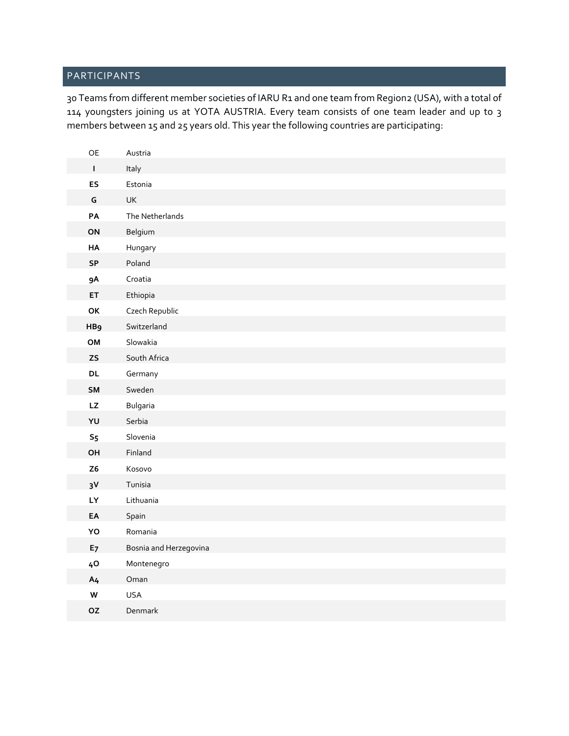## PARTICIPANTS

30 Teams from different member societies of IARU R1 and one team from Region2 (USA), with a total of 114 youngsters joining us at YOTA AUSTRIA. Every team consists of one team leader and up to 3 members between 15 and 25 years old. This year the following countries are participating:

| | |
|---|---|
| OE | Austria |
| **I** | Italy |
| **ES** | Estonia |
| **G** | UK |
| **PA** | The Netherlands |
| **ON** | Belgium |
| **HA** | Hungary |
| **SP** | Poland |
| **9A** | Croatia |
| **ET** | Ethiopia |
| **OK** | Czech Republic |
| **HB9** | Switzerland |
| **OM** | Slowakia |
| **ZS** | South Africa |
| **DL** | Germany |
| **SM** | Sweden |
| **LZ** | Bulgaria |
| **YU** | Serbia |
| **S5** | Slovenia |
| **OH** | Finland |
| **Z6** | Kosovo |
| **3V** | Tunisia |
| **LY** | Lithuania |
| **EA** | Spain |
| **YO** | Romania |
| **E7** | Bosnia and Herzegovina |
| **4O** | Montenegro |
| **A4** | Oman |
| **W** | USA |
| **OZ** | Denmark |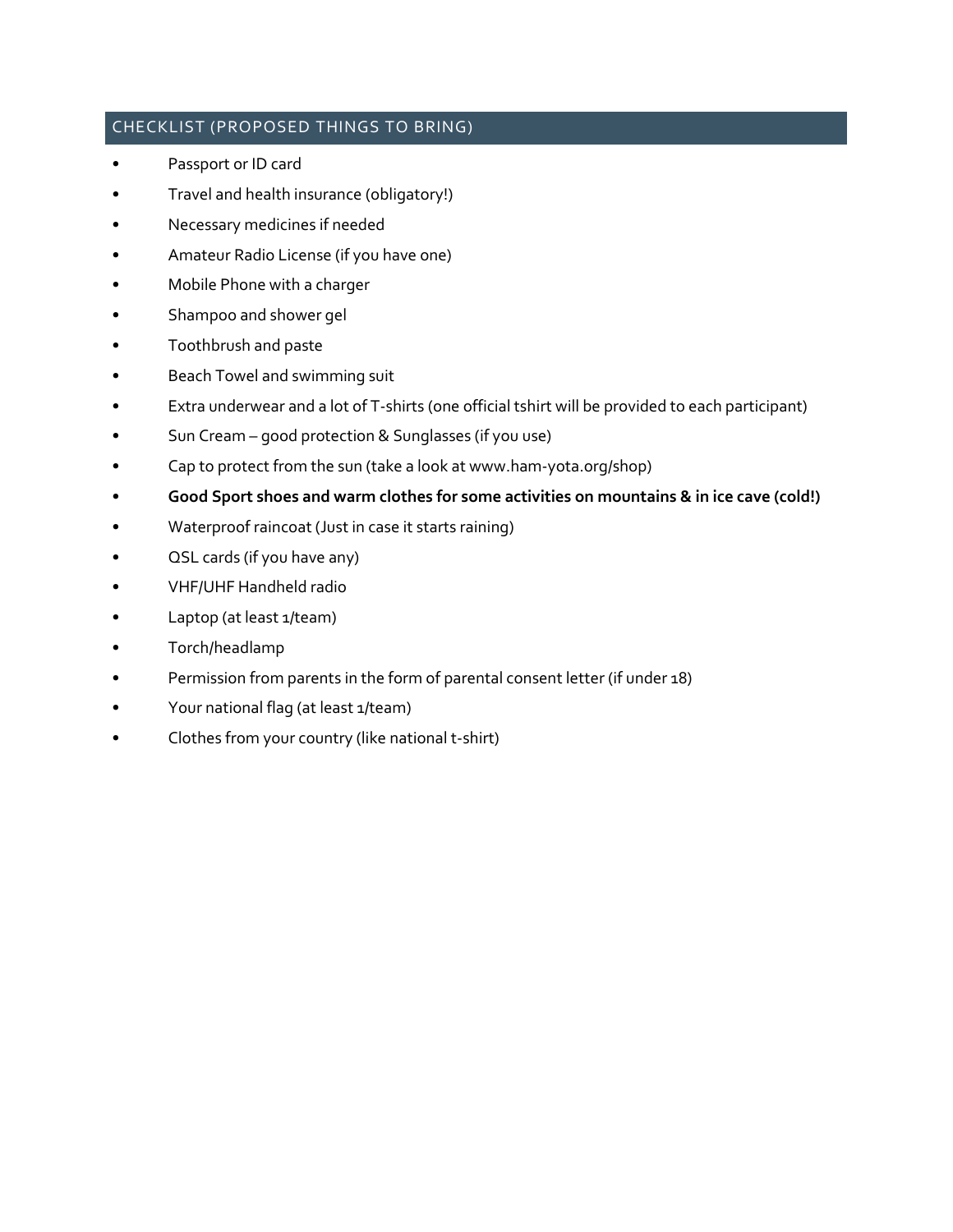## CHECKLIST (PROPOSED THINGS TO BRING)

- Passport or ID card
- Travel and health insurance (obligatory!)
- Necessary medicines if needed
- Amateur Radio License (if you have one)
- Mobile Phone with a charger
- Shampoo and shower gel
- Toothbrush and paste
- Beach Towel and swimming suit
- Extra underwear and a lot of T-shirts (one official tshirt will be provided to each participant)
- Sun Cream – good protection & Sunglasses (if you use)
- Cap to protect from the sun (take a look at www.ham-yota.org/shop)
- **Good Sport shoes and warm clothes for some activities on mountains & in ice cave (cold!)**
- Waterproof raincoat (Just in case it starts raining)
- QSL cards (if you have any)
- VHF/UHF Handheld radio
- Laptop (at least 1/team)
- Torch/headlamp
- Permission from parents in the form of parental consent letter (if under 18)
- Your national flag (at least 1/team)
- Clothes from your country (like national t-shirt)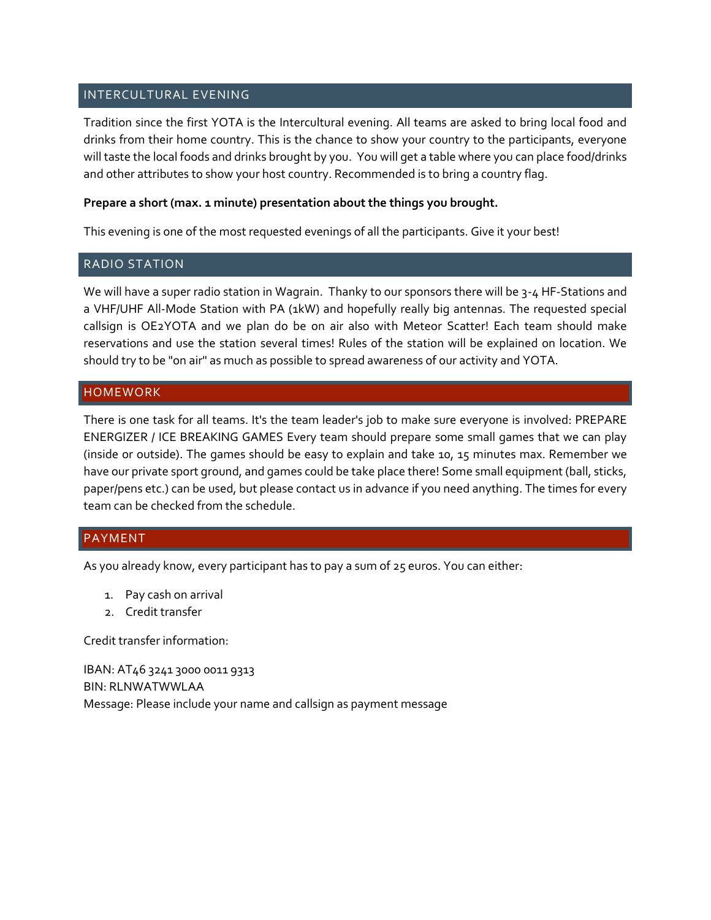## INTERCULTURAL EVENING

Tradition since the first YOTA is the Intercultural evening. All teams are asked to bring local food and drinks from their home country. This is the chance to show your country to the participants, everyone will taste the local foods and drinks brought by you. You will get a table where you can place food/drinks and other attributes to show your host country. Recommended is to bring a country flag.

**Prepare a short (max. 1 minute) presentation about the things you brought.**

This evening is one of the most requested evenings of all the participants. Give it your best!

## RADIO STATION

We will have a super radio station in Wagrain. Thanky to our sponsors there will be 3-4 HF-Stations and a VHF/UHF All-Mode Station with PA (1kW) and hopefully really big antennas. The requested special callsign is OE2YOTA and we plan do be on air also with Meteor Scatter! Each team should make reservations and use the station several times! Rules of the station will be explained on location. We should try to be "on air" as much as possible to spread awareness of our activity and YOTA.

## HOMEWORK

There is one task for all teams. It's the team leader's job to make sure everyone is involved: PREPARE ENERGIZER / ICE BREAKING GAMES Every team should prepare some small games that we can play (inside or outside). The games should be easy to explain and take 10, 15 minutes max. Remember we have our private sport ground, and games could be take place there! Some small equipment (ball, sticks, paper/pens etc.) can be used, but please contact us in advance if you need anything. The times for every team can be checked from the schedule.

## PAYMENT

As you already know, every participant has to pay a sum of 25 euros. You can either:

1. Pay cash on arrival
2. Credit transfer

Credit transfer information:

IBAN: AT46 3241 3000 0011 9313
BIN: RLNWATWWLAA
Message: Please include your name and callsign as payment message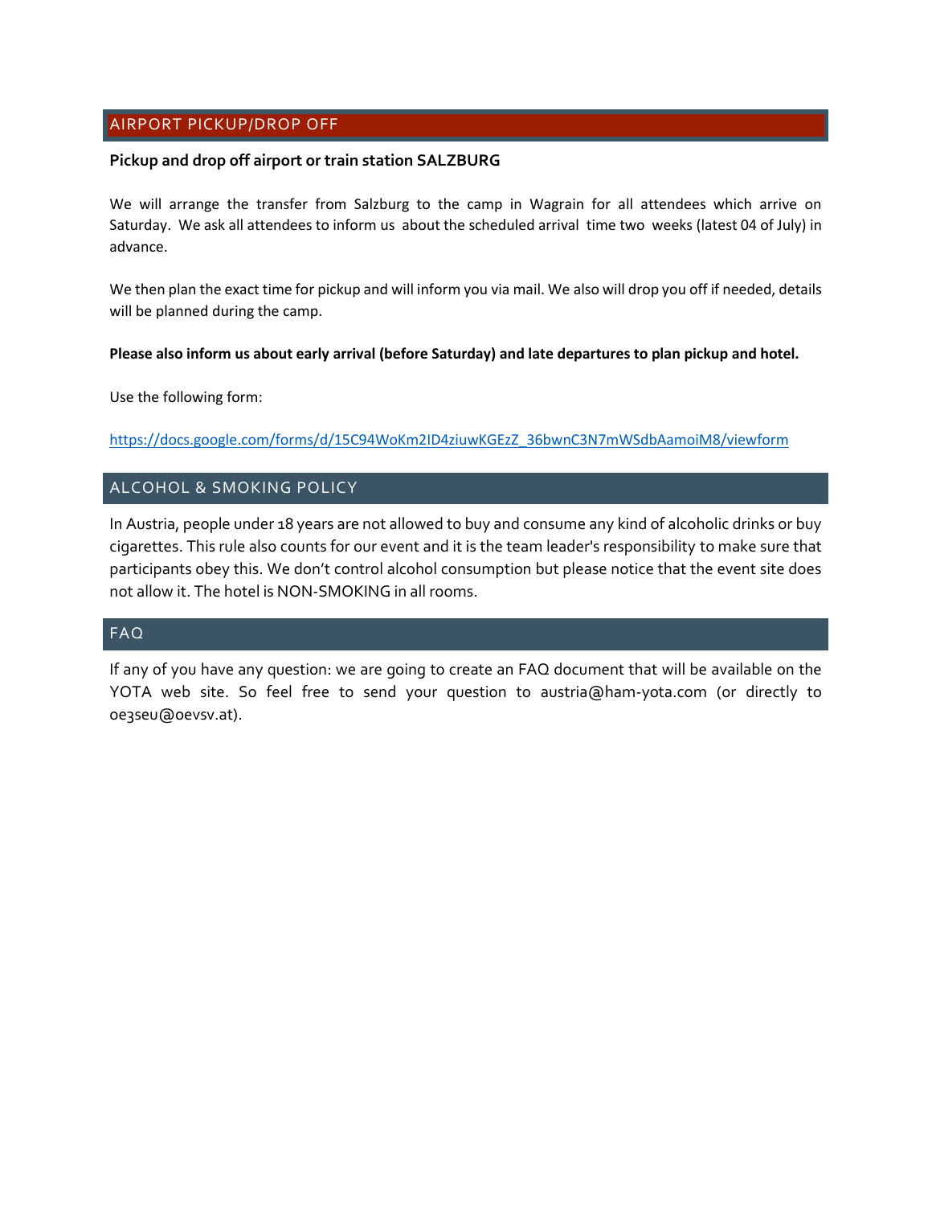## AIRPORT PICKUP/DROP OFF

**Pickup and drop off airport or train station SALZBURG**

We will arrange the transfer from Salzburg to the camp in Wagrain for all attendees which arrive on Saturday. We ask all attendees to inform us about the scheduled arrival time two weeks (latest 04 of July) in advance.

We then plan the exact time for pickup and will inform you via mail. We also will drop you off if needed, details will be planned during the camp.

**Please also inform us about early arrival (before Saturday) and late departures to plan pickup and hotel.**

Use the following form:

https://docs.google.com/forms/d/15C94WoKm2ID4ziuwKGEzZ_36bwnC3N7mWSdbAamoiM8/viewform

## ALCOHOL & SMOKING POLICY

In Austria, people under 18 years are not allowed to buy and consume any kind of alcoholic drinks or buy cigarettes. This rule also counts for our event and it is the team leader's responsibility to make sure that participants obey this. We don't control alcohol consumption but please notice that the event site does not allow it. The hotel is NON-SMOKING in all rooms.

## FAQ

If any of you have any question: we are going to create an FAQ document that will be available on the YOTA web site. So feel free to send your question to austria@ham-yota.com (or directly to oe3seu@oevsv.at).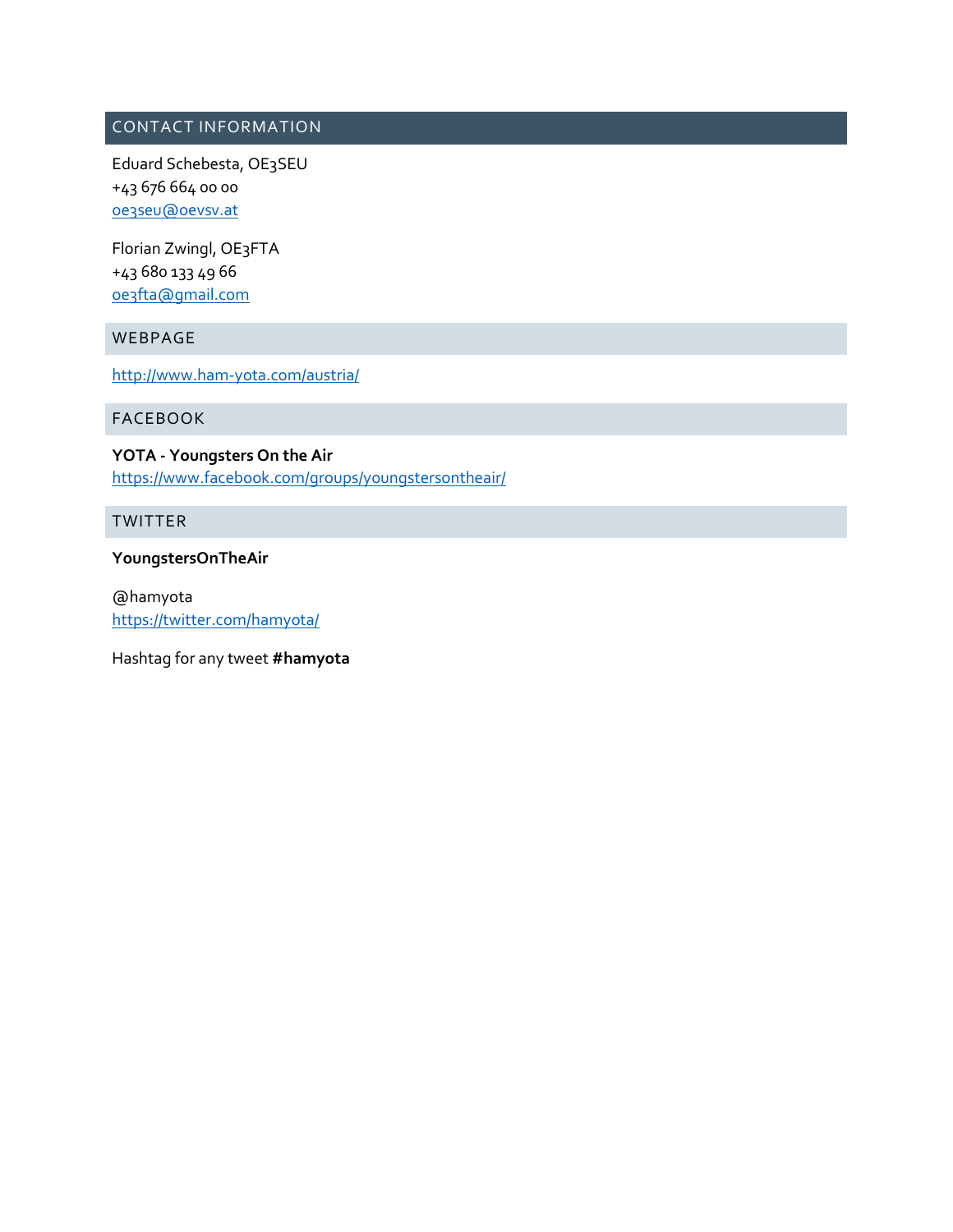## CONTACT INFORMATION

Eduard Schebesta, OE3SEU
+43 676 664 00 00
oe3seu@oevsv.at

Florian Zwingl, OE3FTA
+43 680 133 49 66
oe3fta@gmail.com

## WEBPAGE

http://www.ham-yota.com/austria/

## FACEBOOK

**YOTA - Youngsters On the Air**
https://www.facebook.com/groups/youngstersontheair/

## TWITTER

**YoungstersOnTheAir**

@hamyota
https://twitter.com/hamyota/

Hashtag for any tweet **#hamyota**